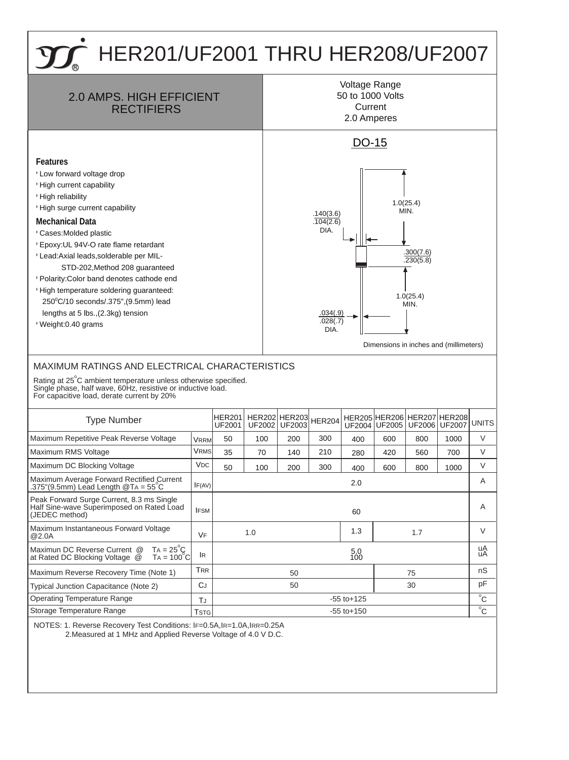# HER201/UF2001 THRU HER208/UF2007

## 2.0 AMPS. HIGH EFFICIENT RECTIFIERS

Voltage Range
50 to 1000 Volts
Current
2.0 Amperes

DO-15

.140(3.6)
.104(2.6)
DIA.

1.0(25.4)
MIN.

.300(7.6)
.230(5.8)

1.0(25.4)
MIN.

.034(.9)
.028(.7)
DIA.

Dimensions in inches and (millimeters)

### Features

- Low forward voltage drop
- High current capability
- High reliability
- High surge current capability

### Mechanical Data

- Cases:Molded plastic
- Epoxy:UL 94V-O rate flame retardant
- Lead:Axial leads,solderable per MIL-STD-202,Method 208 guaranteed
- Polarity:Color band denotes cathode end
- High temperature soldering guaranteed: 250°C/10 seconds/.375",(9.5mm) lead lengths at 5 lbs.,(2.3kg) tension
- Weight:0.40 grams

## MAXIMUM RATINGS AND ELECTRICAL CHARACTERISTICS

Rating at 25°C ambient temperature unless otherwise specified.
Single phase, half wave, 60Hz, resistive or inductive load.
For capacitive load, derate current by 20%

| Type Number | | HER201 UF2001 | HER202 UF2002 | HER203 UF2003 | HER204 | HER205 UF2004 | HER206 UF2005 | HER207 UF2006 | HER208 UF2007 | UNITS |
|---|---|---|---|---|---|---|---|---|---|---|
| Maximum Repetitive Peak Reverse Voltage | $V_{RRM}$ | 50 | 100 | 200 | 300 | 400 | 600 | 800 | 1000 | V |
| Maximum RMS Voltage | $V_{RMS}$ | 35 | 70 | 140 | 210 | 280 | 420 | 560 | 700 | V |
| Maximum DC Blocking Voltage | $V_{DC}$ | 50 | 100 | 200 | 300 | 400 | 600 | 800 | 1000 | V |
| Maximum Average Forward Rectified Current .375"(9.5mm) Lead Length @$T_A$ = 55°C | $I_{F(AV)}$ | 2.0 | | | | | | | | A |
| Peak Forward Surge Current, 8.3 ms Single Half Sine-wave Superimposed on Rated Load (JEDEC method) | $I_{FSM}$ | 60 | | | | | | | | A |
| Maximum Instantaneous Forward Voltage @2.0A | $V_F$ | 1.0 | | | | 1.3 | 1.7 | | | V |
| Maximun DC Reverse Current @ $T_A$ = 25°C at Rated DC Blocking Voltage @ $T_A$ = 100°C | $I_R$ | 5.0 / 100 | | | | | | | | uA / uA |
| Maximum Reverse Recovery Time (Note 1) | $T_{RR}$ | 50 | | | | | 75 | | | nS |
| Typical Junction Capacitance (Note 2) | $C_J$ | 50 | | | | | 30 | | | pF |
| Operating Temperature Range | $T_J$ | -55 to+125 | | | | | | | | °C |
| Storage Temperature Range | $T_{STG}$ | -55 to+150 | | | | | | | | °C |

NOTES: 1. Reverse Recovery Test Conditions: $I_F$=0.5A,$I_R$=1.0A,$I_{RR}$=0.25A
2.Measured at 1 MHz and Applied Reverse Voltage of 4.0 V D.C.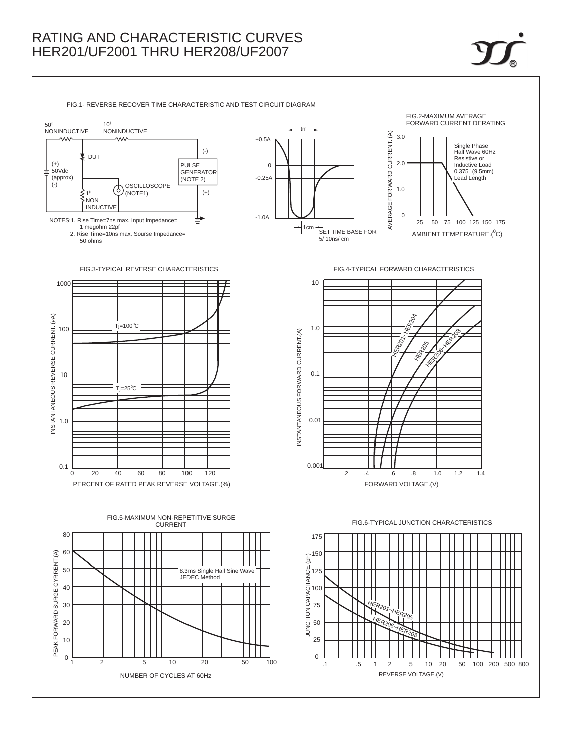# RATING AND CHARACTERISTIC CURVES
# HER201/UF2001 THRU HER208/UF2007

FIG.1- REVERSE RECOVER TIME CHARACTERISTIC AND TEST CIRCUIT DIAGRAM

50Ω NONINDUCTIVE

10Ω NONINDUCTIVE

DUT

(+) 50Vdc (approx) (-)

(-)

PULSE GENERATOR (NOTE 2)

(+)

OSCILLOSCOPE (NOTE1)

1Ω NON INDUCTIVE

NOTES:1. Rise Time=7ns max. Input Impedance= 1 megohm 22pf

2. Rise Time=10ns max. Sourse Impedance= 50 ohms

trr

+0.5A

0

-0.25A

-1.0A

1cm

SET TIME BASE FOR 5/ 10ns/ cm

FIG.2-MAXIMUM AVERAGE FORWARD CURRENT DERATING

AVERAGE FORWARD CURRENT. (A)

3.0

2.0

1.0

0

Single Phase Half Wave 60Hz Resistive or Inductive Load 0.375" (9.5mm) Lead Length

25 50 75 100 125 150 175

AMBIENT TEMPERATURE.(°C)

FIG.3-TYPICAL REVERSE CHARACTERISTICS

INSTANTANEOUS REVERSE CURRENT. (μA)

1000

100

10

1.0

0.1

Tj=100°C

Tj=25°C

0 20 40 60 80 100 120

PERCENT OF RATED PEAK REVERSE VOLTAGE.(%)

FIG.4-TYPICAL FORWARD CHARACTERISTICS

INSTANTANEOUS FORWARD CURRENT.(A)

10

1.0

0.1

0.01

0.001

HER201~HER204

HER205

HER206~HER208

.2 .4 .6 .8 1.0 1.2 1.4

FORWARD VOLTAGE.(V)

FIG.5-MAXIMUM NON-REPETITIVE SURGE CURRENT

PEAK FORWARD SURGE CYRRENT.(A)

80

60

50

40

30

20

10

0

8.3ms Single Half Sine Wave JEDEC Method

1 2 5 10 20 50 100

NUMBER OF CYCLES AT 60Hz

FIG.6-TYPICAL JUNCTION CHARACTERISTICS

JUNCTION CAPACITANCE.(pF)

175

150

125

100

75

50

25

0

HER201~HER205

HER206~HER208

.1 .5 1 2 5 10 20 50 100 200 500 800

REVERSE VOLTAGE.(V)